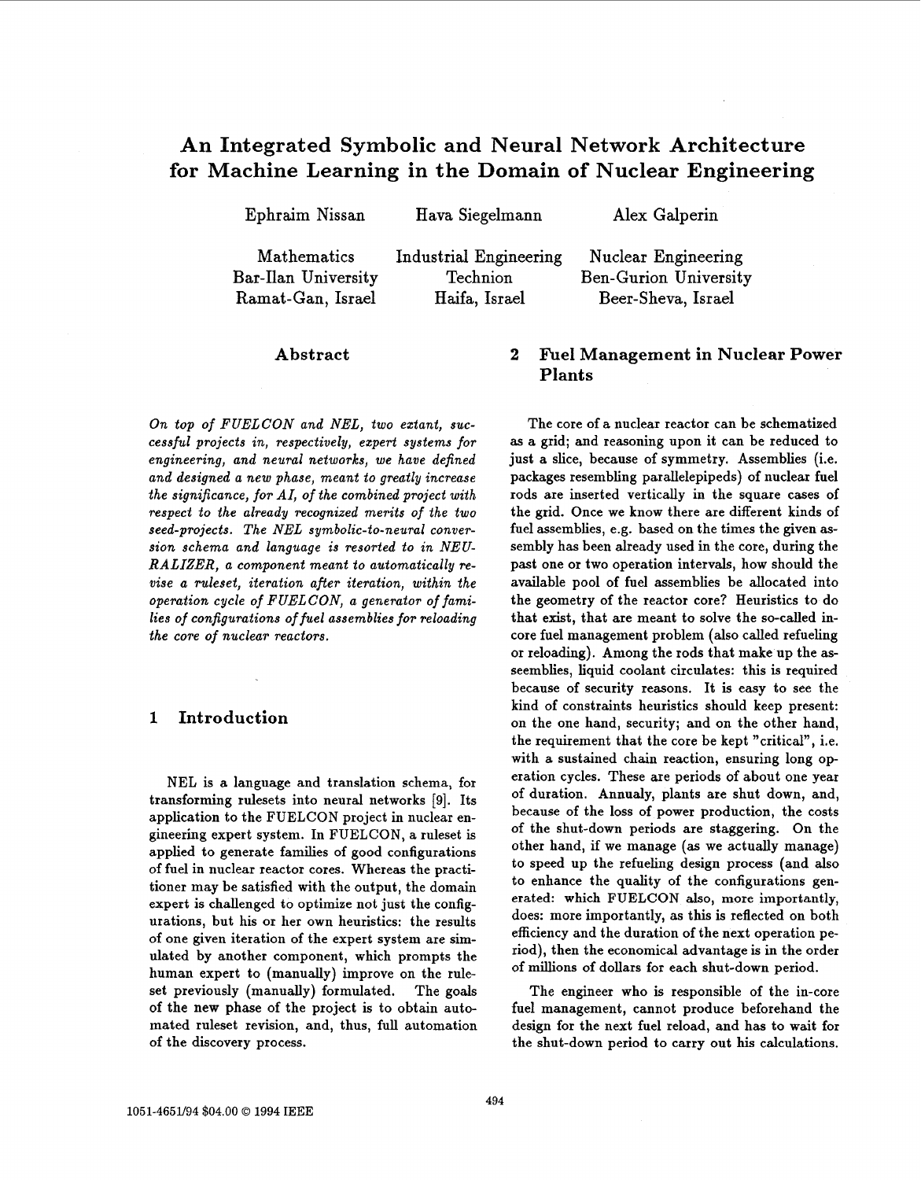# An Integrated Symbolic and Neural Network Architecture for Machine Learning in the Domain of Nuclear Engineering

Ephraim Nissan
Mathematics
Bar-Ilan University
Ramat-Gan, Israel

Hava Siegelmann
Industrial Engineering
Technion
Haifa, Israel

Alex Galperin
Nuclear Engineering
Ben-Gurion University
Beer-Sheva, Israel

## Abstract

*On top of FUELCON and NEL, two extant, successful projects in, respectively, expert systems for engineering, and neural networks, we have defined and designed a new phase, meant to greatly increase the significance, for AI, of the combined project with respect to the already recognized merits of the two seed-projects. The NEL symbolic-to-neural conversion schema and language is resorted to in NEURALIZER, a component meant to automatically revise a ruleset, iteration after iteration, within the operation cycle of FUELCON, a generator of families of configurations of fuel assemblies for reloading the core of nuclear reactors.*

## 1 Introduction

NEL is a language and translation schema, for transforming rulesets into neural networks [9]. Its application to the FUELCON project in nuclear engineering expert system. In FUELCON, a ruleset is applied to generate families of good configurations of fuel in nuclear reactor cores. Whereas the practitioner may be satisfied with the output, the domain expert is challenged to optimize not just the configurations, but his or her own heuristics: the results of one given iteration of the expert system are simulated by another component, which prompts the human expert to (manually) improve on the ruleset previously (manually) formulated. The goals of the new phase of the project is to obtain automated ruleset revision, and, thus, full automation of the discovery process.

## 2 Fuel Management in Nuclear Power Plants

The core of a nuclear reactor can be schematized as a grid; and reasoning upon it can be reduced to just a slice, because of symmetry. Assemblies (i.e. packages resembling parallelepipeds) of nuclear fuel rods are inserted vertically in the square cases of the grid. Once we know there are different kinds of fuel assemblies, e.g. based on the times the given assembly has been already used in the core, during the past one or two operation intervals, how should the available pool of fuel assemblies be allocated into the geometry of the reactor core? Heuristics to do that exist, that are meant to solve the so-called in-core fuel management problem (also called refueling or reloading). Among the rods that make up the asseemblies, liquid coolant circulates: this is required because of security reasons. It is easy to see the kind of constraints heuristics should keep present: on the one hand, security; and on the other hand, the requirement that the core be kept "critical", i.e. with a sustained chain reaction, ensuring long operation cycles. These are periods of about one year of duration. Annualy, plants are shut down, and, because of the loss of power production, the costs of the shut-down periods are staggering. On the other hand, if we manage (as we actually manage) to speed up the refueling design process (and also to enhance the quality of the configurations generated: which FUELCON also, more importantly, does: more importantly, as this is reflected on both efficiency and the duration of the next operation period), then the economical advantage is in the order of millions of dollars for each shut-down period.

The engineer who is responsible of the in-core fuel management, cannot produce beforehand the design for the next fuel reload, and has to wait for the shut-down period to carry out his calculations.

1051-4651/94 $04.00 © 1994 IEEE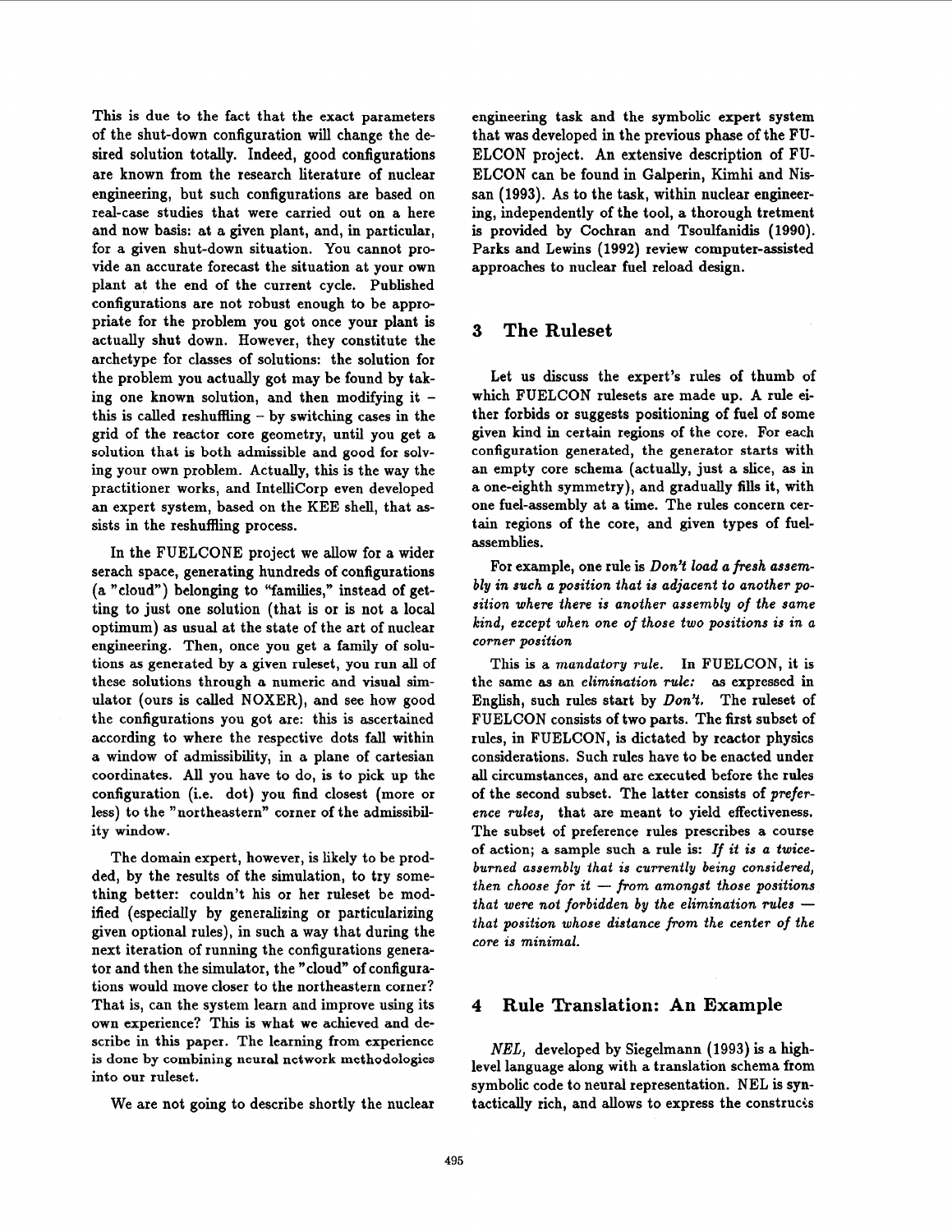This is due to the fact that the exact parameters of the shut-down configuration will change the desired solution totally. Indeed, good configurations are known from the research literature of nuclear engineering, but such configurations are based on real-case studies that were carried out on a here and now basis: at a given plant, and, in particular, for a given shut-down situation. You cannot provide an accurate forecast the situation at your own plant at the end of the current cycle. Published configurations are not robust enough to be appropriate for the problem you got once your plant is actually shut down. However, they constitute the archetype for classes of solutions: the solution for the problem you actually got may be found by taking one known solution, and then modifying it – this is called reshuffling – by switching cases in the grid of the reactor core geometry, until you get a solution that is both admissible and good for solving your own problem. Actually, this is the way the practitioner works, and IntelliCorp even developed an expert system, based on the KEE shell, that assists in the reshuffling process.

In the FUELCONE project we allow for a wider serach space, generating hundreds of configurations (a "cloud") belonging to "families," instead of getting to just one solution (that is or is not a local optimum) as usual at the state of the art of nuclear engineering. Then, once you get a family of solutions as generated by a given ruleset, you run all of these solutions through a numeric and visual simulator (ours is called NOXER), and see how good the configurations you got are: this is ascertained according to where the respective dots fall within a window of admissibility, in a plane of cartesian coordinates. All you have to do, is to pick up the configuration (i.e. dot) you find closest (more or less) to the "northeastern" corner of the admissibility window.

The domain expert, however, is likely to be prodded, by the results of the simulation, to try something better: couldn't his or her ruleset be modified (especially by generalizing or particularizing given optional rules), in such a way that during the next iteration of running the configurations generator and then the simulator, the "cloud" of configurations would move closer to the northeastern corner? That is, can the system learn and improve using its own experience? This is what we achieved and describe in this paper. The learning from experience is done by combining neural network methodologies into our ruleset.

We are not going to describe shortly the nuclear engineering task and the symbolic expert system that was developed in the previous phase of the FUELCON project. An extensive description of FUELCON can be found in Galperin, Kimhi and Nissan (1993). As to the task, within nuclear engineering, independently of the tool, a thorough tretment is provided by Cochran and Tsoulfanidis (1990). Parks and Lewins (1992) review computer-assisted approaches to nuclear fuel reload design.

## 3 The Ruleset

Let us discuss the expert's rules of thumb of which FUELCON rulesets are made up. A rule either forbids or suggests positioning of fuel of some given kind in certain regions of the core. For each configuration generated, the generator starts with an empty core schema (actually, just a slice, as in a one-eighth symmetry), and gradually fills it, with one fuel-assembly at a time. The rules concern certain regions of the core, and given types of fuel-assemblies.

For example, one rule is *Don't load a fresh assembly in such a position that is adjacent to another position where there is another assembly of the same kind, except when one of those two positions is in a corner position*

This is a *mandatory rule*. In FUELCON, it is the same as an *elimination rule:* as expressed in English, such rules start by *Don't*. The ruleset of FUELCON consists of two parts. The first subset of rules, in FUELCON, is dictated by reactor physics considerations. Such rules have to be enacted under all circumstances, and are executed before the rules of the second subset. The latter consists of *preference rules*, that are meant to yield effectiveness. The subset of preference rules prescribes a course of action; a sample such a rule is: *If it is a twice-burned assembly that is currently being considered, then choose for it — from amongst those positions that were not forbidden by the elimination rules — that position whose distance from the center of the core is minimal.*

## 4 Rule Translation: An Example

*NEL,* developed by Siegelmann (1993) is a high-level language along with a translation schema from symbolic code to neural representation. NEL is syntactically rich, and allows to express the constructs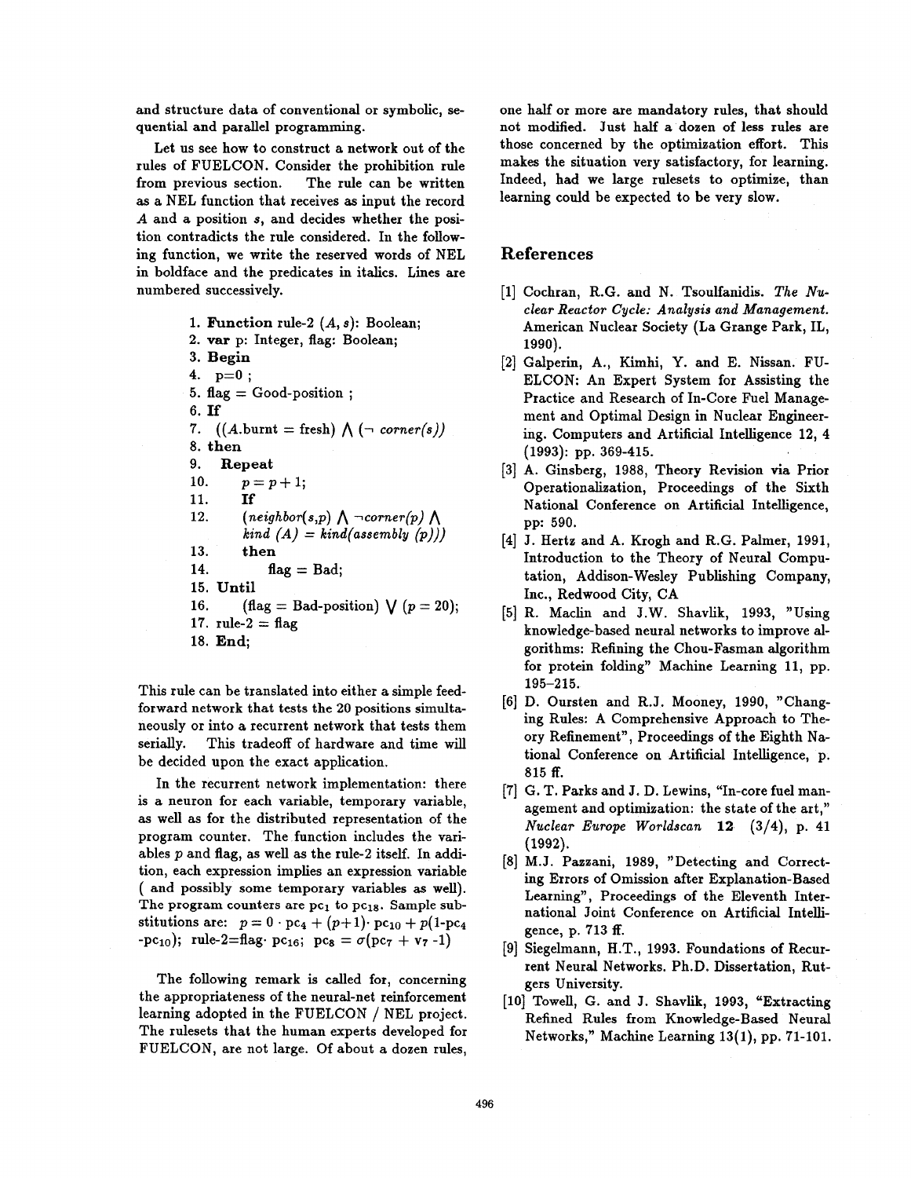and structure data of conventional or symbolic, sequential and parallel programming.

Let us see how to construct a network out of the rules of FUELCON. Consider the prohibition rule from previous section. The rule can be written as a NEL function that receives as input the record $A$ and a position $s$, and decides whether the position contradicts the rule considered. In the following function, we write the reserved words of NEL in boldface and the predicates in italics. Lines are numbered successively.

```
1. Function rule-2 (A, s): Boolean;
2. var p: Integer, flag: Boolean;
3. Begin
4.   p=0 ;
5.   flag = Good-position ;
6.   If
7.   ((A.burnt = fresh) ∧ (¬ corner(s))
8.   then
9.     Repeat
10.      p = p + 1;
11.      If
12.      (neighbor(s,p) ∧ ¬corner(p) ∧
         kind (A) = kind(assembly (p)))
13.      then
14.         flag = Bad;
15.  Until
16.      (flag = Bad-position) ∨ (p = 20);
17.  rule-2 = flag
18.  End;
```

This rule can be translated into either a simple feed-forward network that tests the 20 positions simultaneously or into a recurrent network that tests them serially. This tradeoff of hardware and time will be decided upon the exact application.

In the recurrent network implementation: there is a neuron for each variable, temporary variable, as well as for the distributed representation of the program counter. The function includes the variables p and flag, as well as the rule-2 itself. In addition, each expression implies an expression variable ( and possibly some temporary variables as well). The program counters are $pc_1$ to $pc_{18}$. Sample substitutions are: $p = 0 \cdot pc_4 + (p+1) \cdot pc_{10} + p(1\text{-}pc_4 \text{-}pc_{10})$; rule-2=flag$\cdot$ $pc_{16}$; $pc_8 = \sigma(pc_7 + v_7 \text{-}1)$

The following remark is called for, concerning the appropriateness of the neural-net reinforcement learning adopted in the FUELCON / NEL project. The rulesets that the human experts developed for FUELCON, are not large. Of about a dozen rules, one half or more are mandatory rules, that should not modified. Just half a dozen of less rules are those concerned by the optimization effort. This makes the situation very satisfactory, for learning. Indeed, had we large rulesets to optimize, than learning could be expected to be very slow.

## References

[1] Cochran, R.G. and N. Tsoulfanidis. *The Nuclear Reactor Cycle: Analysis and Management.* American Nuclear Society (La Grange Park, IL, 1990).

[2] Galperin, A., Kimhi, Y. and E. Nissan. FUELCON: An Expert System for Assisting the Practice and Research of In-Core Fuel Management and Optimal Design in Nuclear Engineering. Computers and Artificial Intelligence 12, 4 (1993): pp. 369-415.

[3] A. Ginsberg, 1988, Theory Revision via Prior Operationalization, Proceedings of the Sixth National Conference on Artificial Intelligence, pp: 590.

[4] J. Hertz and A. Krogh and R.G. Palmer, 1991, Introduction to the Theory of Neural Computation, Addison-Wesley Publishing Company, Inc., Redwood City, CA

[5] R. Maclin and J.W. Shavlik, 1993, "Using knowledge-based neural networks to improve algorithms: Refining the Chou-Fasman algorithm for protein folding" Machine Learning 11, pp. 195–215.

[6] D. Oursten and R.J. Mooney, 1990, "Changing Rules: A Comprehensive Approach to Theory Refinement", Proceedings of the Eighth National Conference on Artificial Intelligence, p. 815 ff.

[7] G. T. Parks and J. D. Lewins, "In-core fuel management and optimization: the state of the art," *Nuclear Europe Worldscan* **12** (3/4), p. 41 (1992).

[8] M.J. Pazzani, 1989, "Detecting and Correcting Errors of Omission after Explanation-Based Learning", Proceedings of the Eleventh International Joint Conference on Artificial Intelligence, p. 713 ff.

[9] Siegelmann, H.T., 1993. Foundations of Recurrent Neural Networks. Ph.D. Dissertation, Rutgers University.

[10] Towell, G. and J. Shavlik, 1993, "Extracting Refined Rules from Knowledge-Based Neural Networks," Machine Learning 13(1), pp. 71-101.